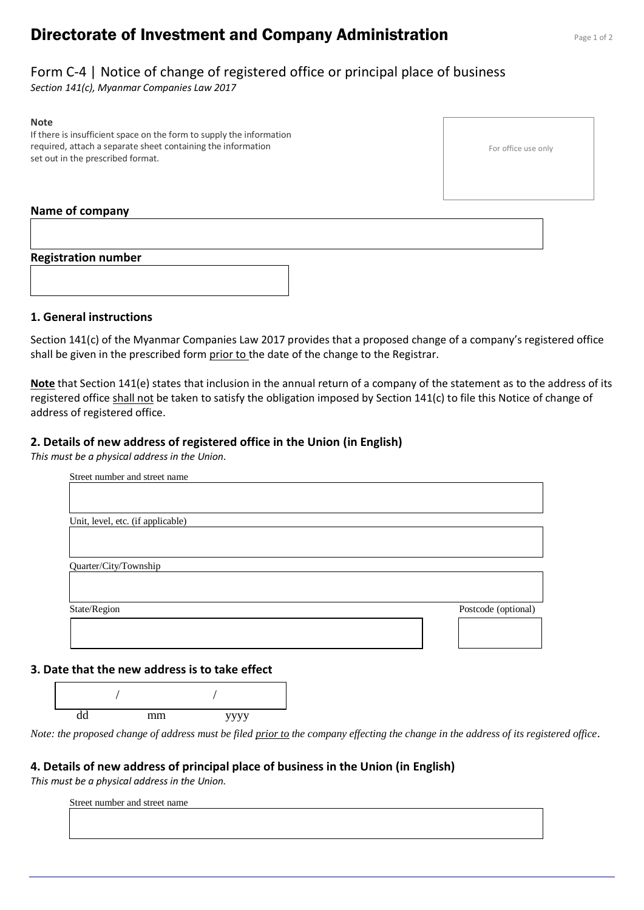# Directorate of Investment and Company Administration

## Form C-4 | Notice of change of registered office or principal place of business

*Section 141(c), Myanmar Companies Law 2017*

**Note**
If there is insufficient space on the form to supply the information required, attach a separate sheet containing the information set out in the prescribed format.

For office use only

**Name of company**

**Registration number**

### 1. General instructions

Section 141(c) of the Myanmar Companies Law 2017 provides that a proposed change of a company's registered office shall be given in the prescribed form prior to the date of the change to the Registrar.

**Note** that Section 141(e) states that inclusion in the annual return of a company of the statement as to the address of its registered office shall not be taken to satisfy the obligation imposed by Section 141(c) to file this Notice of change of address of registered office.

### 2. Details of new address of registered office in the Union (in English)

*This must be a physical address in the Union.*

Street number and street name

Unit, level, etc. (if applicable)

Quarter/City/Township

State/Region

Postcode (optional)

### 3. Date that the new address is to take effect

/ /
dd mm yyyy

*Note: the proposed change of address must be filed prior to the company effecting the change in the address of its registered office.*

### 4. Details of new address of principal place of business in the Union (in English)

*This must be a physical address in the Union.*

Street number and street name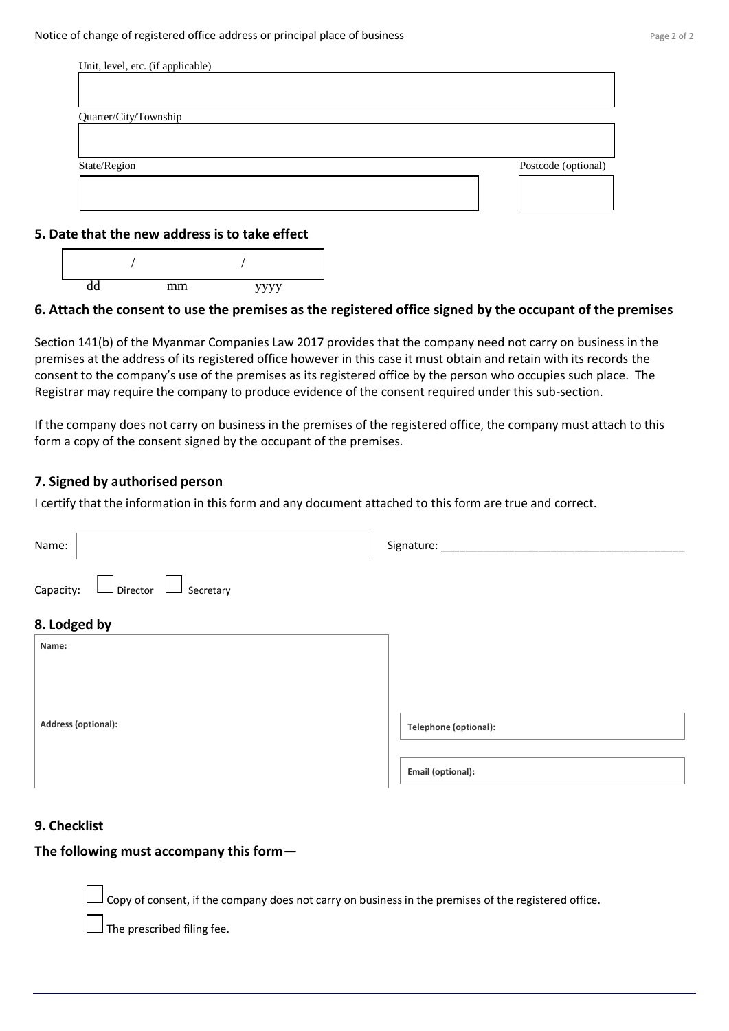Unit, level, etc. (if applicable)

Quarter/City/Township

State/Region

Postcode (optional)

## 5. Date that the new address is to take effect

/ /

dd mm yyyy

## 6. Attach the consent to use the premises as the registered office signed by the occupant of the premises

Section 141(b) of the Myanmar Companies Law 2017 provides that the company need not carry on business in the premises at the address of its registered office however in this case it must obtain and retain with its records the consent to the company's use of the premises as its registered office by the person who occupies such place. The Registrar may require the company to produce evidence of the consent required under this sub-section.

If the company does not carry on business in the premises of the registered office, the company must attach to this form a copy of the consent signed by the occupant of the premises.

## 7. Signed by authorised person

I certify that the information in this form and any document attached to this form are true and correct.

Name:

Signature: ______________________________________

Capacity: ☐ Director ☐ Secretary

## 8. Lodged by

**Name:**

**Address (optional):**

**Telephone (optional):**

**Email (optional):**

## 9. Checklist

### The following must accompany this form—

☐ Copy of consent, if the company does not carry on business in the premises of the registered office.

☐ The prescribed filing fee.